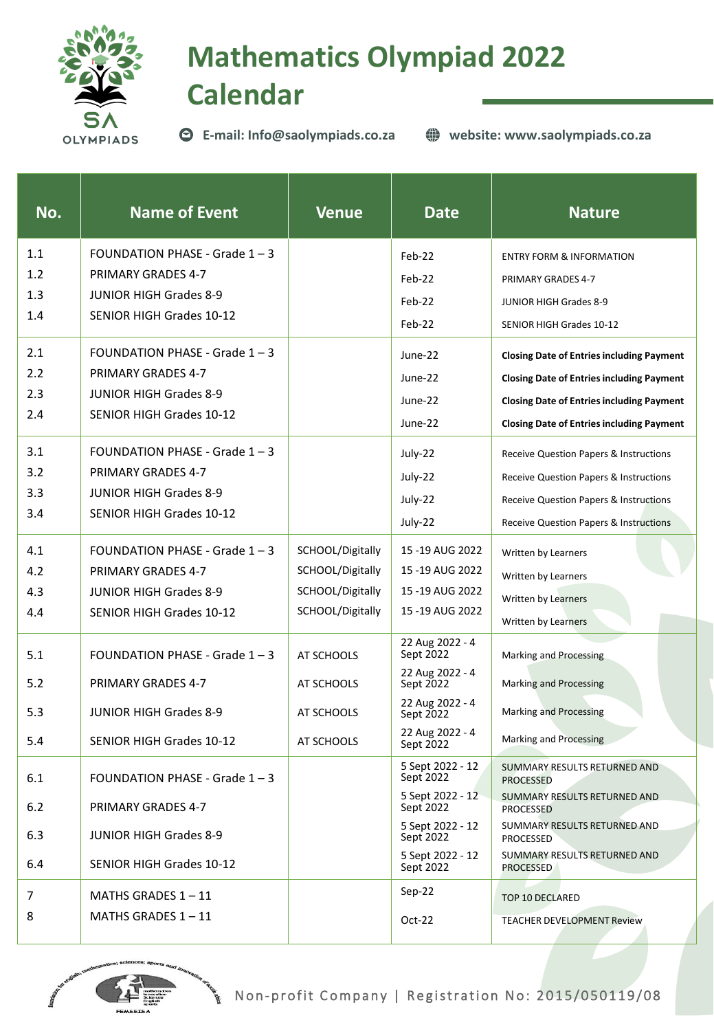# Mathematics Olympiad 2022 Calendar

SA OLYMPIADS

E-mail: Info@saolympiads.co.za    website: www.saolympiads.co.za

| No. | Name of Event | Venue | Date | Nature |
|---|---|---|---|---|
| 1.1 | FOUNDATION PHASE - Grade 1 – 3 | | Feb-22 | ENTRY FORM & INFORMATION |
| 1.2 | PRIMARY GRADES 4-7 | | Feb-22 | PRIMARY GRADES 4-7 |
| 1.3 | JUNIOR HIGH Grades 8-9 | | Feb-22 | JUNIOR HIGH Grades 8-9 |
| 1.4 | SENIOR HIGH Grades 10-12 | | Feb-22 | SENIOR HIGH Grades 10-12 |
| 2.1 | FOUNDATION PHASE - Grade 1 – 3 | | June-22 | **Closing Date of Entries including Payment** |
| 2.2 | PRIMARY GRADES 4-7 | | June-22 | **Closing Date of Entries including Payment** |
| 2.3 | JUNIOR HIGH Grades 8-9 | | June-22 | **Closing Date of Entries including Payment** |
| 2.4 | SENIOR HIGH Grades 10-12 | | June-22 | **Closing Date of Entries including Payment** |
| 3.1 | FOUNDATION PHASE - Grade 1 – 3 | | July-22 | Receive Question Papers & Instructions |
| 3.2 | PRIMARY GRADES 4-7 | | July-22 | Receive Question Papers & Instructions |
| 3.3 | JUNIOR HIGH Grades 8-9 | | July-22 | Receive Question Papers & Instructions |
| 3.4 | SENIOR HIGH Grades 10-12 | | July-22 | Receive Question Papers & Instructions |
| 4.1 | FOUNDATION PHASE - Grade 1 – 3 | SCHOOL/Digitally | 15 -19 AUG 2022 | Written by Learners |
| 4.2 | PRIMARY GRADES 4-7 | SCHOOL/Digitally | 15 -19 AUG 2022 | Written by Learners |
| 4.3 | JUNIOR HIGH Grades 8-9 | SCHOOL/Digitally | 15 -19 AUG 2022 | Written by Learners |
| 4.4 | SENIOR HIGH Grades 10-12 | SCHOOL/Digitally | 15 -19 AUG 2022 | Written by Learners |
| 5.1 | FOUNDATION PHASE - Grade 1 – 3 | AT SCHOOLS | 22 Aug 2022 - 4 Sept 2022 | Marking and Processing |
| 5.2 | PRIMARY GRADES 4-7 | AT SCHOOLS | 22 Aug 2022 - 4 Sept 2022 | Marking and Processing |
| 5.3 | JUNIOR HIGH Grades 8-9 | AT SCHOOLS | 22 Aug 2022 - 4 Sept 2022 | Marking and Processing |
| 5.4 | SENIOR HIGH Grades 10-12 | AT SCHOOLS | 22 Aug 2022 - 4 Sept 2022 | Marking and Processing |
| 6.1 | FOUNDATION PHASE - Grade 1 – 3 | | 5 Sept 2022 - 12 Sept 2022 | SUMMARY RESULTS RETURNED AND PROCESSED |
| 6.2 | PRIMARY GRADES 4-7 | | 5 Sept 2022 - 12 Sept 2022 | SUMMARY RESULTS RETURNED AND PROCESSED |
| 6.3 | JUNIOR HIGH Grades 8-9 | | 5 Sept 2022 - 12 Sept 2022 | SUMMARY RESULTS RETURNED AND PROCESSED |
| 6.4 | SENIOR HIGH Grades 10-12 | | 5 Sept 2022 - 12 Sept 2022 | SUMMARY RESULTS RETURNED AND PROCESSED |
| 7 | MATHS GRADES 1 – 11 | | Sep-22 | TOP 10 DECLARED |
| 8 | MATHS GRADES 1 – 11 | | Oct-22 | TEACHER DEVELOPMENT Review |

Non-profit Company | Registration No: 2015/050119/08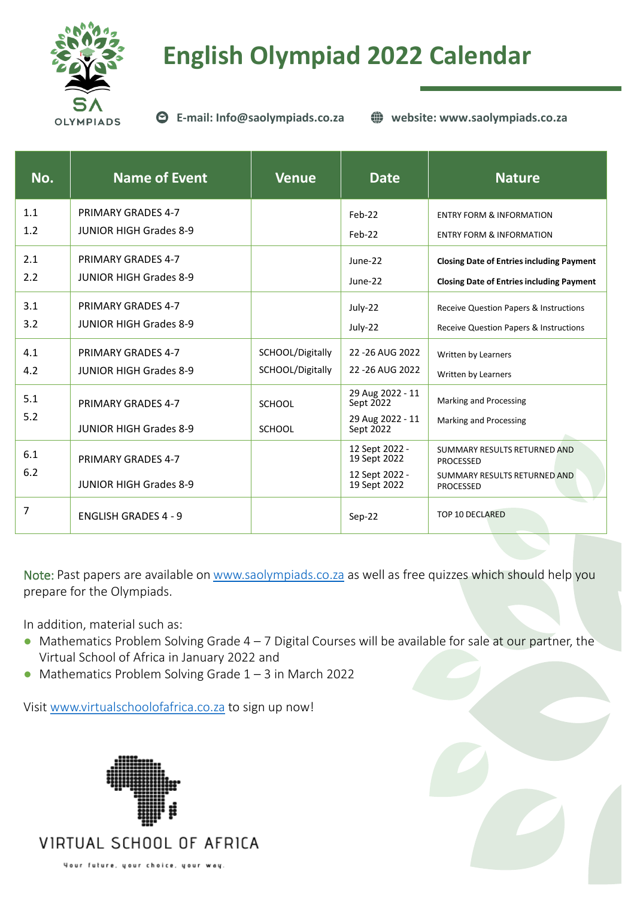# English Olympiad 2022 Calendar

SA OLYMPIADS

E-mail: Info@saolympiads.co.za    website: www.saolympiads.co.za

| No. | Name of Event | Venue | Date | Nature |
|---|---|---|---|---|
| 1.1<br>1.2 | PRIMARY GRADES 4-7<br>JUNIOR HIGH Grades 8-9 | | Feb-22<br>Feb-22 | ENTRY FORM & INFORMATION<br>ENTRY FORM & INFORMATION |
| 2.1<br>2.2 | PRIMARY GRADES 4-7<br>JUNIOR HIGH Grades 8-9 | | June-22<br>June-22 | **Closing Date of Entries including Payment**<br>**Closing Date of Entries including Payment** |
| 3.1<br>3.2 | PRIMARY GRADES 4-7<br>JUNIOR HIGH Grades 8-9 | | July-22<br>July-22 | Receive Question Papers & Instructions<br>Receive Question Papers & Instructions |
| 4.1<br>4.2 | PRIMARY GRADES 4-7<br>JUNIOR HIGH Grades 8-9 | SCHOOL/Digitally<br>SCHOOL/Digitally | 22 -26 AUG 2022<br>22 -26 AUG 2022 | Written by Learners<br>Written by Learners |
| 5.1<br>5.2 | PRIMARY GRADES 4-7<br>JUNIOR HIGH Grades 8-9 | SCHOOL<br>SCHOOL | 29 Aug 2022 - 11 Sept 2022<br>29 Aug 2022 - 11 Sept 2022 | Marking and Processing<br>Marking and Processing |
| 6.1<br>6.2 | PRIMARY GRADES 4-7<br>JUNIOR HIGH Grades 8-9 | | 12 Sept 2022 - 19 Sept 2022<br>12 Sept 2022 - 19 Sept 2022 | SUMMARY RESULTS RETURNED AND PROCESSED<br>SUMMARY RESULTS RETURNED AND PROCESSED |
| 7 | ENGLISH GRADES 4 - 9 | | Sep-22 | TOP 10 DECLARED |

Note: Past papers are available on www.saolympiads.co.za as well as free quizzes which should help you prepare for the Olympiads.

In addition, material such as:

- Mathematics Problem Solving Grade 4 – 7 Digital Courses will be available for sale at our partner, the Virtual School of Africa in January 2022 and
- Mathematics Problem Solving Grade 1 – 3 in March 2022

Visit www.virtualschoolofafrica.co.za to sign up now!

VIRTUAL SCHOOL OF AFRICA

Your future, your choice, your way.